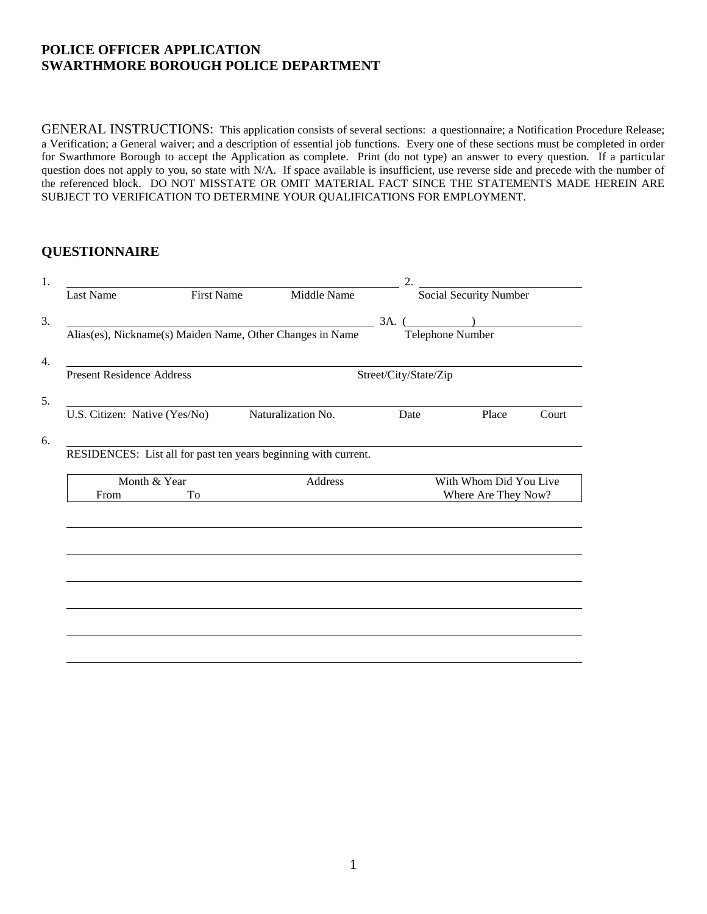# POLICE OFFICER APPLICATION
# SWARTHMORE BOROUGH POLICE DEPARTMENT

GENERAL INSTRUCTIONS: This application consists of several sections: a questionnaire; a Notification Procedure Release; a Verification; a General waiver; and a description of essential job functions. Every one of these sections must be completed in order for Swarthmore Borough to accept the Application as complete. Print (do not type) an answer to every question. If a particular question does not apply to you, so state with N/A. If space available is insufficient, use reverse side and precede with the number of the referenced block. DO NOT MISSTATE OR OMIT MATERIAL FACT SINCE THE STATEMENTS MADE HEREIN ARE SUBJECT TO VERIFICATION TO DETERMINE YOUR QUALIFICATIONS FOR EMPLOYMENT.

## QUESTIONNAIRE

1. ______________________________________________ 2. ______________________
   Last Name First Name Middle Name — Social Security Number

3. ______________________________________________ 3A. (__________)__________
   Alias(es), Nickname(s) Maiden Name, Other Changes in Name — Telephone Number

4. ______________________________________________
   Present Residence Address — Street/City/State/Zip

5. ______________________________________________
   U.S. Citizen: Native (Yes/No) — Naturalization No. — Date — Place — Court

6. ______________________________________________
   RESIDENCES: List all for past ten years beginning with current.

| Month & Year From | To | Address | With Whom Did You Live Where Are They Now? |
|---|---|---|---|
| | | | |
| | | | |
| | | | |
| | | | |
| | | | |
| | | | |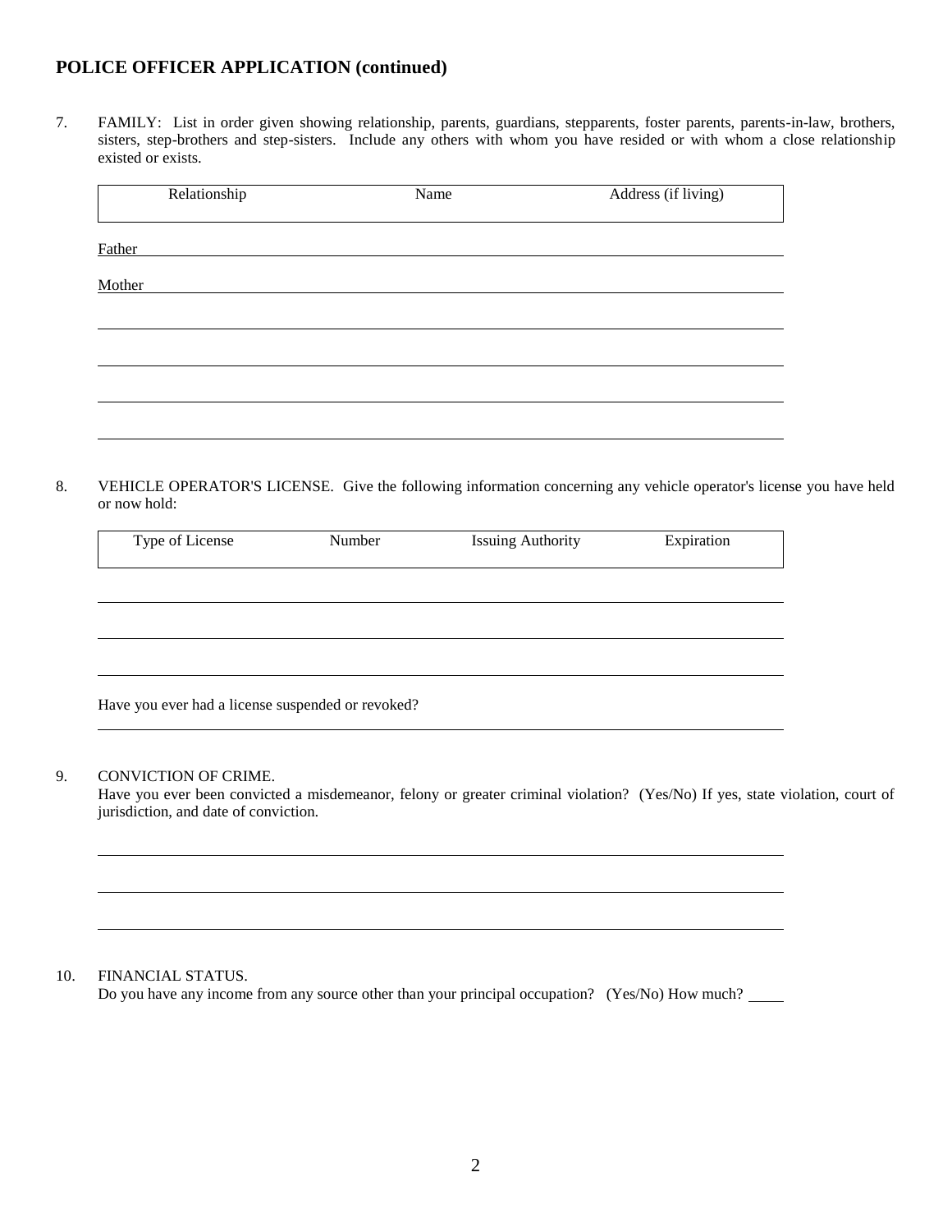## POLICE OFFICER APPLICATION (continued)

7. FAMILY: List in order given showing relationship, parents, guardians, stepparents, foster parents, parents-in-law, brothers, sisters, step-brothers and step-sisters. Include any others with whom you have resided or with whom a close relationship existed or exists.

| Relationship | Name | Address (if living) |
|---|---|---|
| Father | | |
| Mother | | |
| | | |
| | | |
| | | |
| | | |

8. VEHICLE OPERATOR'S LICENSE. Give the following information concerning any vehicle operator's license you have held or now hold:

| Type of License | Number | Issuing Authority | Expiration |
|---|---|---|---|
| | | | |
| | | | |
| | | | |

Have you ever had a license suspended or revoked?

9. CONVICTION OF CRIME.
Have you ever been convicted a misdemeanor, felony or greater criminal violation? (Yes/No) If yes, state violation, court of jurisdiction, and date of conviction.

10. FINANCIAL STATUS.
Do you have any income from any source other than your principal occupation? (Yes/No) How much? ____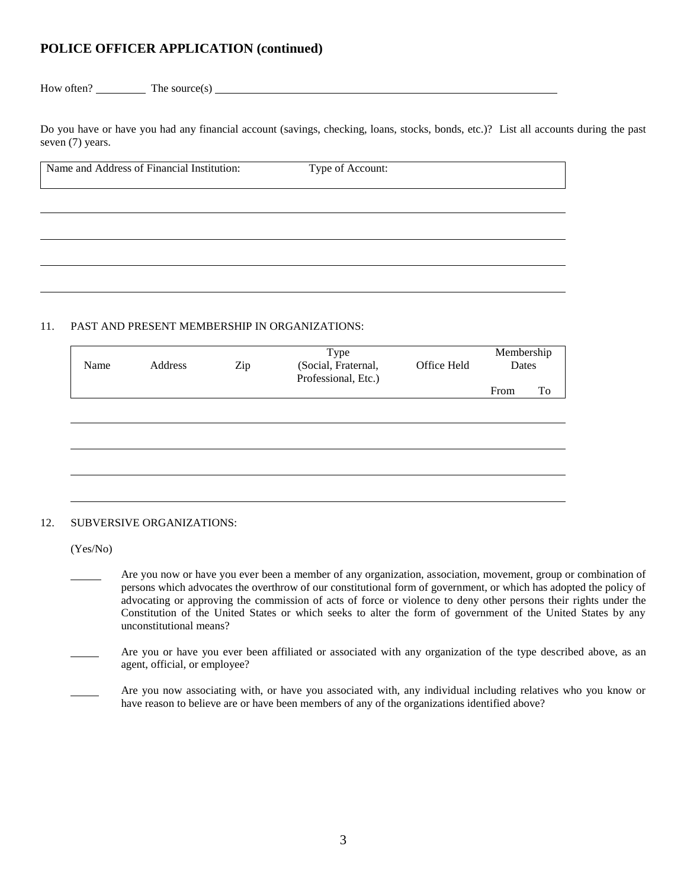## POLICE OFFICER APPLICATION (continued)

How often? _________ The source(s) ____________________________________________________________

Do you have or have you had any financial account (savings, checking, loans, stocks, bonds, etc.)? List all accounts during the past seven (7) years.

| Name and Address of Financial Institution: | Type of Account: |
|---|---|
| | |
| | |
| | |
| | |

11. PAST AND PRESENT MEMBERSHIP IN ORGANIZATIONS:

| Name | Address | Zip | Type (Social, Fraternal, Professional, Etc.) | Office Held | Membership Dates | |
|---|---|---|---|---|---|---|
| | | | | | From | To |
| | | | | | | |
| | | | | | | |
| | | | | | | |
| | | | | | | |

12. SUBVERSIVE ORGANIZATIONS:

(Yes/No)

_____ Are you now or have you ever been a member of any organization, association, movement, group or combination of persons which advocates the overthrow of our constitutional form of government, or which has adopted the policy of advocating or approving the commission of acts of force or violence to deny other persons their rights under the Constitution of the United States or which seeks to alter the form of government of the United States by any unconstitutional means?

_____ Are you or have you ever been affiliated or associated with any organization of the type described above, as an agent, official, or employee?

_____ Are you now associating with, or have you associated with, any individual including relatives who you know or have reason to believe are or have been members of any of the organizations identified above?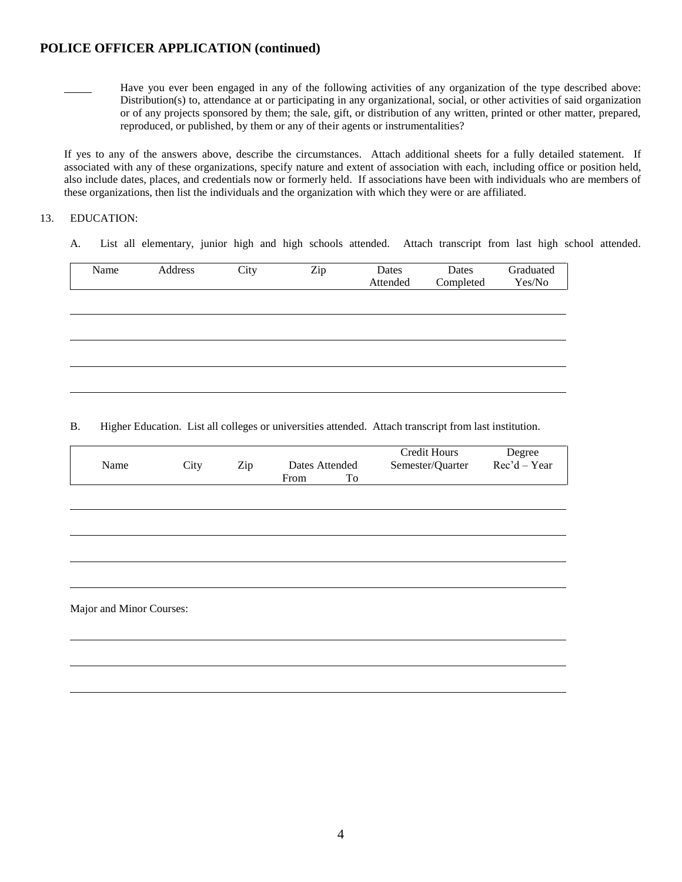## POLICE OFFICER APPLICATION (continued)

_____ Have you ever been engaged in any of the following activities of any organization of the type described above: Distribution(s) to, attendance at or participating in any organizational, social, or other activities of said organization or of any projects sponsored by them; the sale, gift, or distribution of any written, printed or other matter, prepared, reproduced, or published, by them or any of their agents or instrumentalities?

If yes to any of the answers above, describe the circumstances. Attach additional sheets for a fully detailed statement. If associated with any of these organizations, specify nature and extent of association with each, including office or position held, also include dates, places, and credentials now or formerly held. If associations have been with individuals who are members of these organizations, then list the individuals and the organization with which they were or are affiliated.

13. EDUCATION:

A. List all elementary, junior high and high schools attended. Attach transcript from last high school attended.

| Name | Address | City | Zip | Dates Attended | Dates Completed | Graduated Yes/No |
|---|---|---|---|---|---|---|
| | | | | | | |
| | | | | | | |
| | | | | | | |
| | | | | | | |

B. Higher Education. List all colleges or universities attended. Attach transcript from last institution.

| Name | City | Zip | Dates Attended | | Credit Hours Semester/Quarter | Degree Rec'd – Year |
|---|---|---|---|---|---|---|
| | | | From | To | | |
| | | | | | | |
| | | | | | | |
| | | | | | | |
| | | | | | | |

Major and Minor Courses:

______________________________________________________________________

______________________________________________________________________

______________________________________________________________________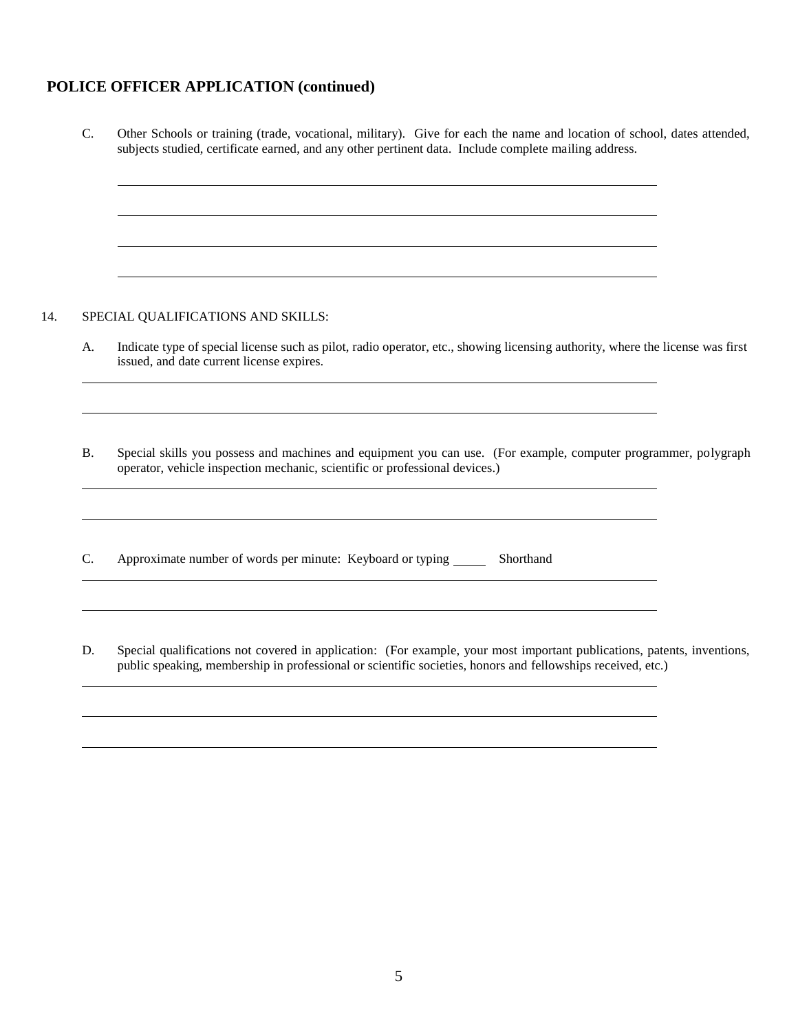## POLICE OFFICER APPLICATION (continued)

C. Other Schools or training (trade, vocational, military). Give for each the name and location of school, dates attended, subjects studied, certificate earned, and any other pertinent data. Include complete mailing address.

\_\_\_\_\_\_\_\_\_\_\_\_\_\_\_\_\_\_\_\_\_\_\_\_\_\_\_\_\_\_\_\_\_\_\_\_\_\_\_\_\_\_\_\_\_\_\_\_\_\_\_\_\_\_\_\_\_\_\_\_

\_\_\_\_\_\_\_\_\_\_\_\_\_\_\_\_\_\_\_\_\_\_\_\_\_\_\_\_\_\_\_\_\_\_\_\_\_\_\_\_\_\_\_\_\_\_\_\_\_\_\_\_\_\_\_\_\_\_\_\_

\_\_\_\_\_\_\_\_\_\_\_\_\_\_\_\_\_\_\_\_\_\_\_\_\_\_\_\_\_\_\_\_\_\_\_\_\_\_\_\_\_\_\_\_\_\_\_\_\_\_\_\_\_\_\_\_\_\_\_\_

\_\_\_\_\_\_\_\_\_\_\_\_\_\_\_\_\_\_\_\_\_\_\_\_\_\_\_\_\_\_\_\_\_\_\_\_\_\_\_\_\_\_\_\_\_\_\_\_\_\_\_\_\_\_\_\_\_\_\_\_

14. SPECIAL QUALIFICATIONS AND SKILLS:

A. Indicate type of special license such as pilot, radio operator, etc., showing licensing authority, where the license was first issued, and date current license expires.

\_\_\_\_\_\_\_\_\_\_\_\_\_\_\_\_\_\_\_\_\_\_\_\_\_\_\_\_\_\_\_\_\_\_\_\_\_\_\_\_\_\_\_\_\_\_\_\_\_\_\_\_\_\_\_\_\_\_\_\_

\_\_\_\_\_\_\_\_\_\_\_\_\_\_\_\_\_\_\_\_\_\_\_\_\_\_\_\_\_\_\_\_\_\_\_\_\_\_\_\_\_\_\_\_\_\_\_\_\_\_\_\_\_\_\_\_\_\_\_\_

B. Special skills you possess and machines and equipment you can use. (For example, computer programmer, polygraph operator, vehicle inspection mechanic, scientific or professional devices.)

\_\_\_\_\_\_\_\_\_\_\_\_\_\_\_\_\_\_\_\_\_\_\_\_\_\_\_\_\_\_\_\_\_\_\_\_\_\_\_\_\_\_\_\_\_\_\_\_\_\_\_\_\_\_\_\_\_\_\_\_

\_\_\_\_\_\_\_\_\_\_\_\_\_\_\_\_\_\_\_\_\_\_\_\_\_\_\_\_\_\_\_\_\_\_\_\_\_\_\_\_\_\_\_\_\_\_\_\_\_\_\_\_\_\_\_\_\_\_\_\_

C. Approximate number of words per minute: Keyboard or typing \_\_\_\_\_ Shorthand

\_\_\_\_\_\_\_\_\_\_\_\_\_\_\_\_\_\_\_\_\_\_\_\_\_\_\_\_\_\_\_\_\_\_\_\_\_\_\_\_\_\_\_\_\_\_\_\_\_\_\_\_\_\_\_\_\_\_\_\_

\_\_\_\_\_\_\_\_\_\_\_\_\_\_\_\_\_\_\_\_\_\_\_\_\_\_\_\_\_\_\_\_\_\_\_\_\_\_\_\_\_\_\_\_\_\_\_\_\_\_\_\_\_\_\_\_\_\_\_\_

D. Special qualifications not covered in application: (For example, your most important publications, patents, inventions, public speaking, membership in professional or scientific societies, honors and fellowships received, etc.)

\_\_\_\_\_\_\_\_\_\_\_\_\_\_\_\_\_\_\_\_\_\_\_\_\_\_\_\_\_\_\_\_\_\_\_\_\_\_\_\_\_\_\_\_\_\_\_\_\_\_\_\_\_\_\_\_\_\_\_\_

\_\_\_\_\_\_\_\_\_\_\_\_\_\_\_\_\_\_\_\_\_\_\_\_\_\_\_\_\_\_\_\_\_\_\_\_\_\_\_\_\_\_\_\_\_\_\_\_\_\_\_\_\_\_\_\_\_\_\_\_

\_\_\_\_\_\_\_\_\_\_\_\_\_\_\_\_\_\_\_\_\_\_\_\_\_\_\_\_\_\_\_\_\_\_\_\_\_\_\_\_\_\_\_\_\_\_\_\_\_\_\_\_\_\_\_\_\_\_\_\_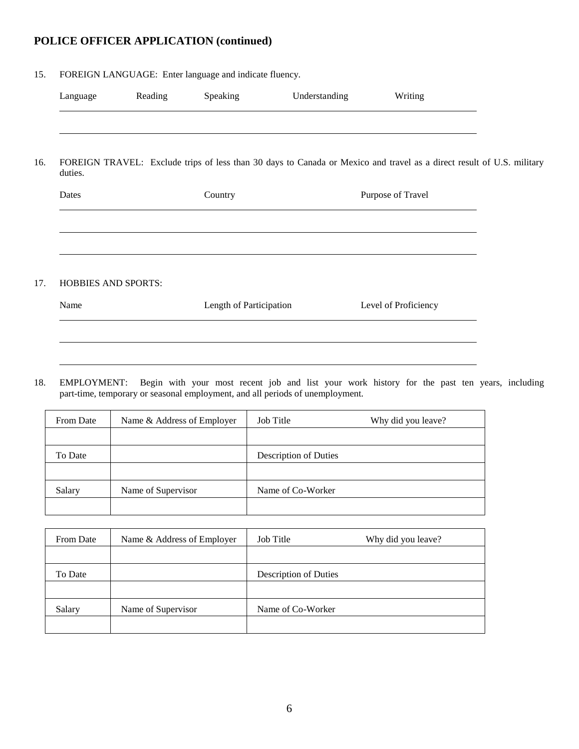## POLICE OFFICER APPLICATION (continued)

15. FOREIGN LANGUAGE: Enter language and indicate fluency.

| Language | Reading | Speaking | Understanding | Writing |
|---|---|---|---|---|
| | | | | |
| | | | | |

16. FOREIGN TRAVEL: Exclude trips of less than 30 days to Canada or Mexico and travel as a direct result of U.S. military duties.

| Dates | Country | Purpose of Travel |
|---|---|---|
| | | |
| | | |
| | | |

17. HOBBIES AND SPORTS:

| Name | Length of Participation | Level of Proficiency |
|---|---|---|
| | | |
| | | |
| | | |

18. EMPLOYMENT: Begin with your most recent job and list your work history for the past ten years, including part-time, temporary or seasonal employment, and all periods of unemployment.

| From Date | Name & Address of Employer | Job Title / Why did you leave? |
|---|---|---|
| | | |
| To Date | | Description of Duties |
| | | |
| Salary | Name of Supervisor | Name of Co-Worker |
| | | |

| From Date | Name & Address of Employer | Job Title / Why did you leave? |
|---|---|---|
| | | |
| To Date | | Description of Duties |
| | | |
| Salary | Name of Supervisor | Name of Co-Worker |
| | | |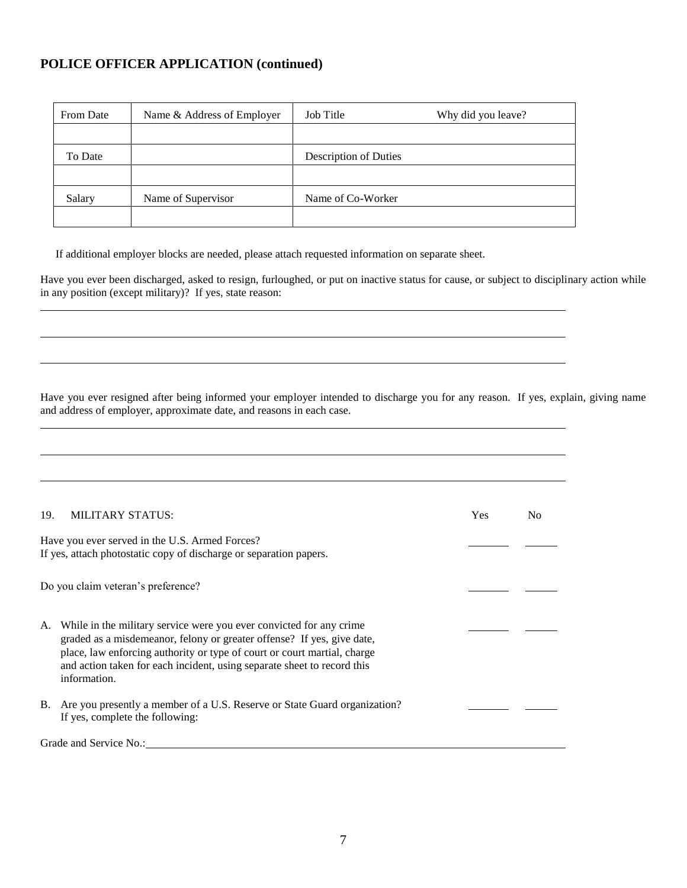## POLICE OFFICER APPLICATION (continued)

| From Date | Name & Address of Employer | Job Title | Why did you leave? |
|---|---|---|---|
| | | | |
| To Date | | Description of Duties | |
| | | | |
| Salary | Name of Supervisor | Name of Co-Worker | |
| | | | |

If additional employer blocks are needed, please attach requested information on separate sheet.

Have you ever been discharged, asked to resign, furloughed, or put on inactive status for cause, or subject to disciplinary action while in any position (except military)? If yes, state reason:

______________________________________________________________________________

______________________________________________________________________________

______________________________________________________________________________

Have you ever resigned after being informed your employer intended to discharge you for any reason. If yes, explain, giving name and address of employer, approximate date, and reasons in each case.

______________________________________________________________________________

______________________________________________________________________________

______________________________________________________________________________

| 19. MILITARY STATUS: | Yes | No |
|---|---|---|
| Have you ever served in the U.S. Armed Forces? If yes, attach photostatic copy of discharge or separation papers. | _______ | ______ |
| Do you claim veteran's preference? | _______ | ______ |
| A. While in the military service were you ever convicted for any crime graded as a misdemeanor, felony or greater offense? If yes, give date, place, law enforcing authority or type of court or court martial, charge and action taken for each incident, using separate sheet to record this information. | _______ | ______ |
| B. Are you presently a member of a U.S. Reserve or State Guard organization? If yes, complete the following: | _______ | ______ |

Grade and Service No.:______________________________________________________________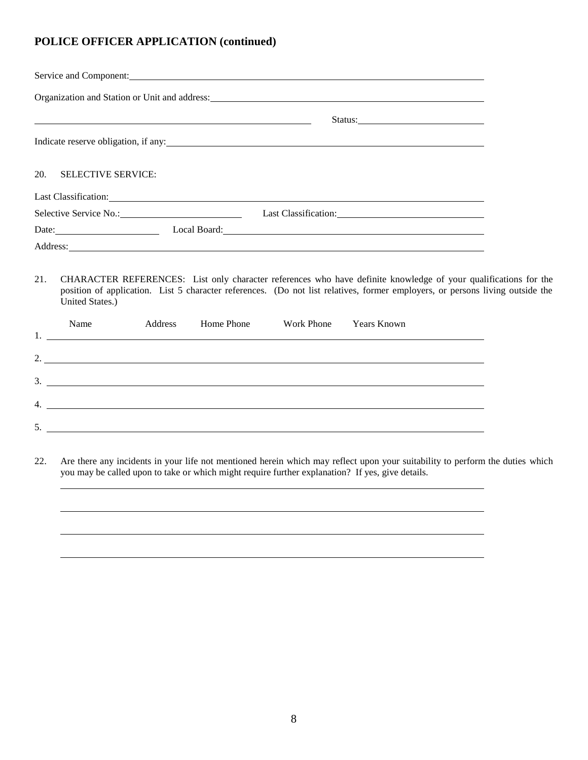## POLICE OFFICER APPLICATION (continued)

Service and Component: ______________________________

Organization and Station or Unit and address: ______________________________

______________________________ Status: ______________________________

Indicate reserve obligation, if any: ______________________________

20. SELECTIVE SERVICE:

Last Classification: ______________________________

Selective Service No.: ______________________________ Last Classification: ______________________________

Date: ______________________________ Local Board: ______________________________

Address: ______________________________

21. CHARACTER REFERENCES: List only character references who have definite knowledge of your qualifications for the position of application. List 5 character references. (Do not list relatives, former employers, or persons living outside the United States.)

| | Name | Address | Home Phone | Work Phone | Years Known |
|---|---|---|---|---|---|
| 1. | | | | | |
| 2. | | | | | |
| 3. | | | | | |
| 4. | | | | | |
| 5. | | | | | |

22. Are there any incidents in your life not mentioned herein which may reflect upon your suitability to perform the duties which you may be called upon to take or which might require further explanation? If yes, give details.

______________________________

______________________________

______________________________

______________________________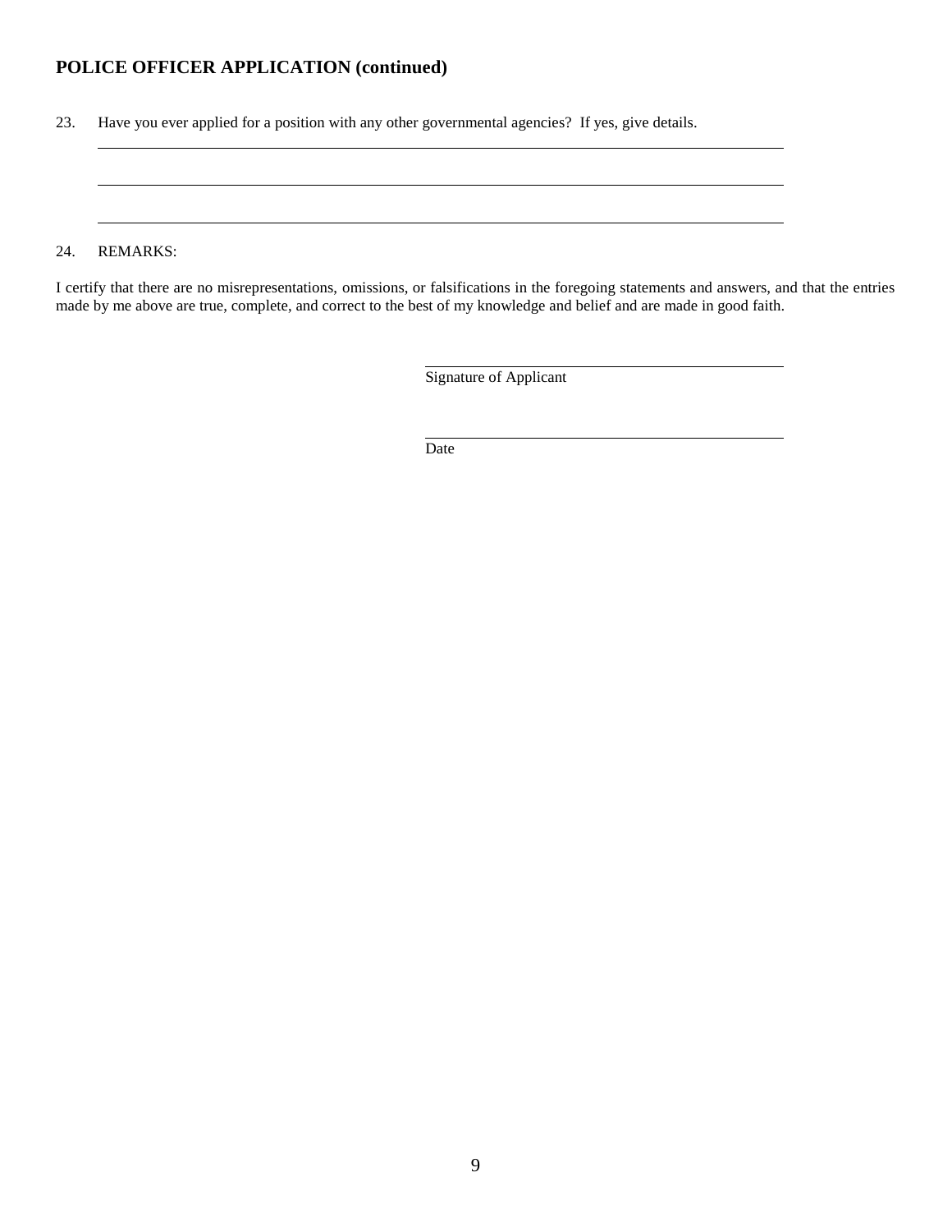**POLICE OFFICER APPLICATION (continued)**

23. Have you ever applied for a position with any other governmental agencies? If yes, give details.

\_\_\_\_\_\_\_\_\_\_\_\_\_\_\_\_\_\_\_\_\_\_\_\_\_\_\_\_\_\_\_\_\_\_\_\_\_\_\_\_\_\_\_\_\_\_\_\_\_\_\_\_\_\_\_\_\_\_\_\_\_\_\_\_\_\_\_\_\_\_\_\_

\_\_\_\_\_\_\_\_\_\_\_\_\_\_\_\_\_\_\_\_\_\_\_\_\_\_\_\_\_\_\_\_\_\_\_\_\_\_\_\_\_\_\_\_\_\_\_\_\_\_\_\_\_\_\_\_\_\_\_\_\_\_\_\_\_\_\_\_\_\_\_\_

\_\_\_\_\_\_\_\_\_\_\_\_\_\_\_\_\_\_\_\_\_\_\_\_\_\_\_\_\_\_\_\_\_\_\_\_\_\_\_\_\_\_\_\_\_\_\_\_\_\_\_\_\_\_\_\_\_\_\_\_\_\_\_\_\_\_\_\_\_\_\_\_

24. REMARKS:

I certify that there are no misrepresentations, omissions, or falsifications in the foregoing statements and answers, and that the entries made by me above are true, complete, and correct to the best of my knowledge and belief and are made in good faith.

\_\_\_\_\_\_\_\_\_\_\_\_\_\_\_\_\_\_\_\_\_\_\_\_\_\_\_\_\_\_\_\_\_\_\_\_\_\_\_\_
Signature of Applicant

\_\_\_\_\_\_\_\_\_\_\_\_\_\_\_\_\_\_\_\_\_\_\_\_\_\_\_\_\_\_\_\_\_\_\_\_\_\_\_\_
Date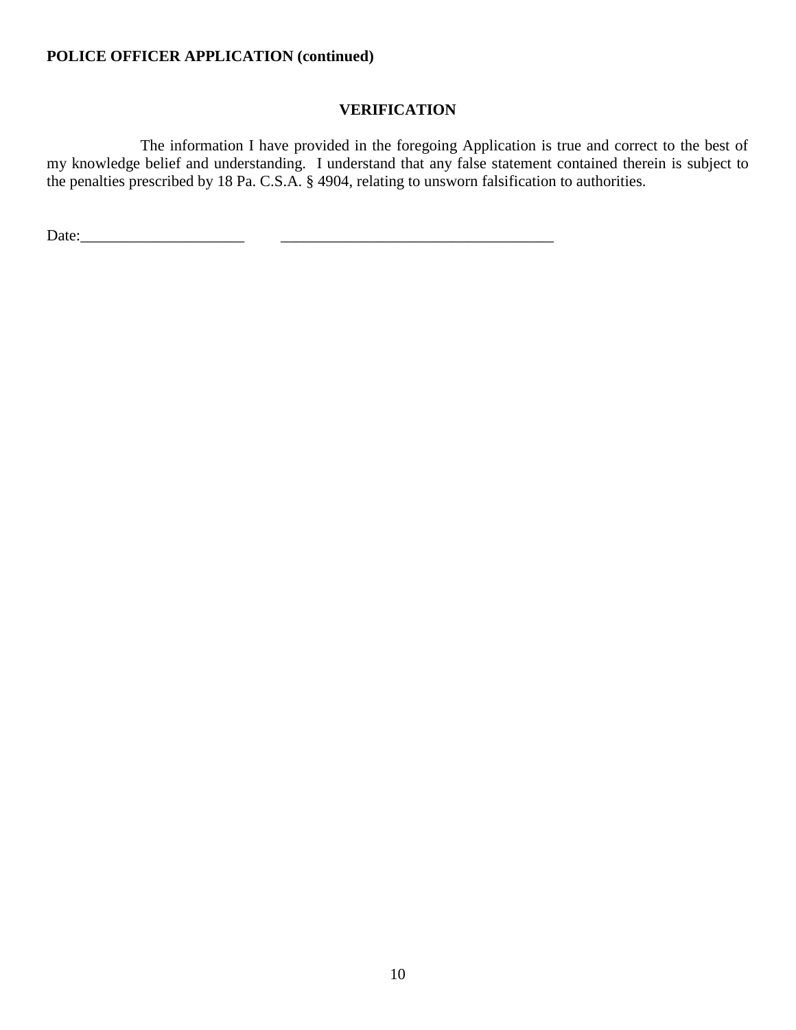**POLICE OFFICER APPLICATION (continued)**

## VERIFICATION

The information I have provided in the foregoing Application is true and correct to the best of my knowledge belief and understanding. I understand that any false statement contained therein is subject to the penalties prescribed by 18 Pa. C.S.A. § 4904, relating to unsworn falsification to authorities.

Date:_____________________ ___________________________________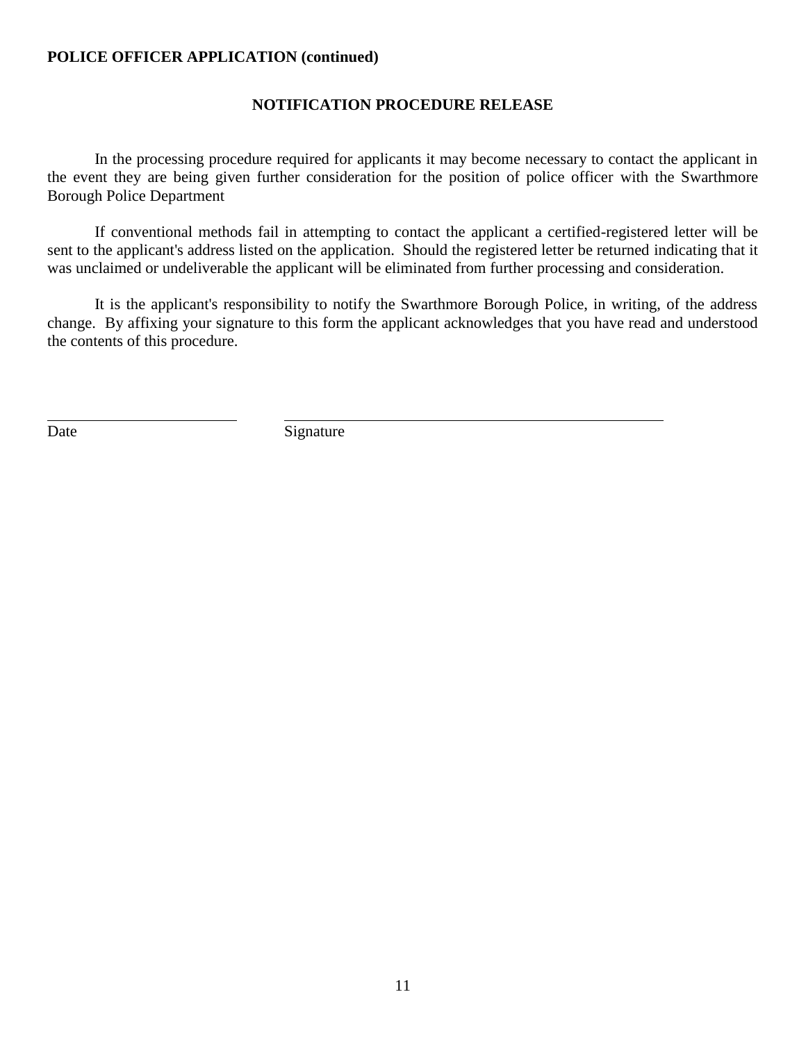**POLICE OFFICER APPLICATION (continued)**

## NOTIFICATION PROCEDURE RELEASE

In the processing procedure required for applicants it may become necessary to contact the applicant in the event they are being given further consideration for the position of police officer with the Swarthmore Borough Police Department

If conventional methods fail in attempting to contact the applicant a certified-registered letter will be sent to the applicant's address listed on the application. Should the registered letter be returned indicating that it was unclaimed or undeliverable the applicant will be eliminated from further processing and consideration.

It is the applicant's responsibility to notify the Swarthmore Borough Police, in writing, of the address change. By affixing your signature to this form the applicant acknowledges that you have read and understood the contents of this procedure.

\_\_\_\_\_\_\_\_\_\_\_\_\_\_\_\_\_\_\_\_\_\_\_\_ \_\_\_\_\_\_\_\_\_\_\_\_\_\_\_\_\_\_\_\_\_\_\_\_\_\_\_\_\_\_\_\_\_\_\_\_\_\_\_\_\_\_\_\_\_\_

Date Signature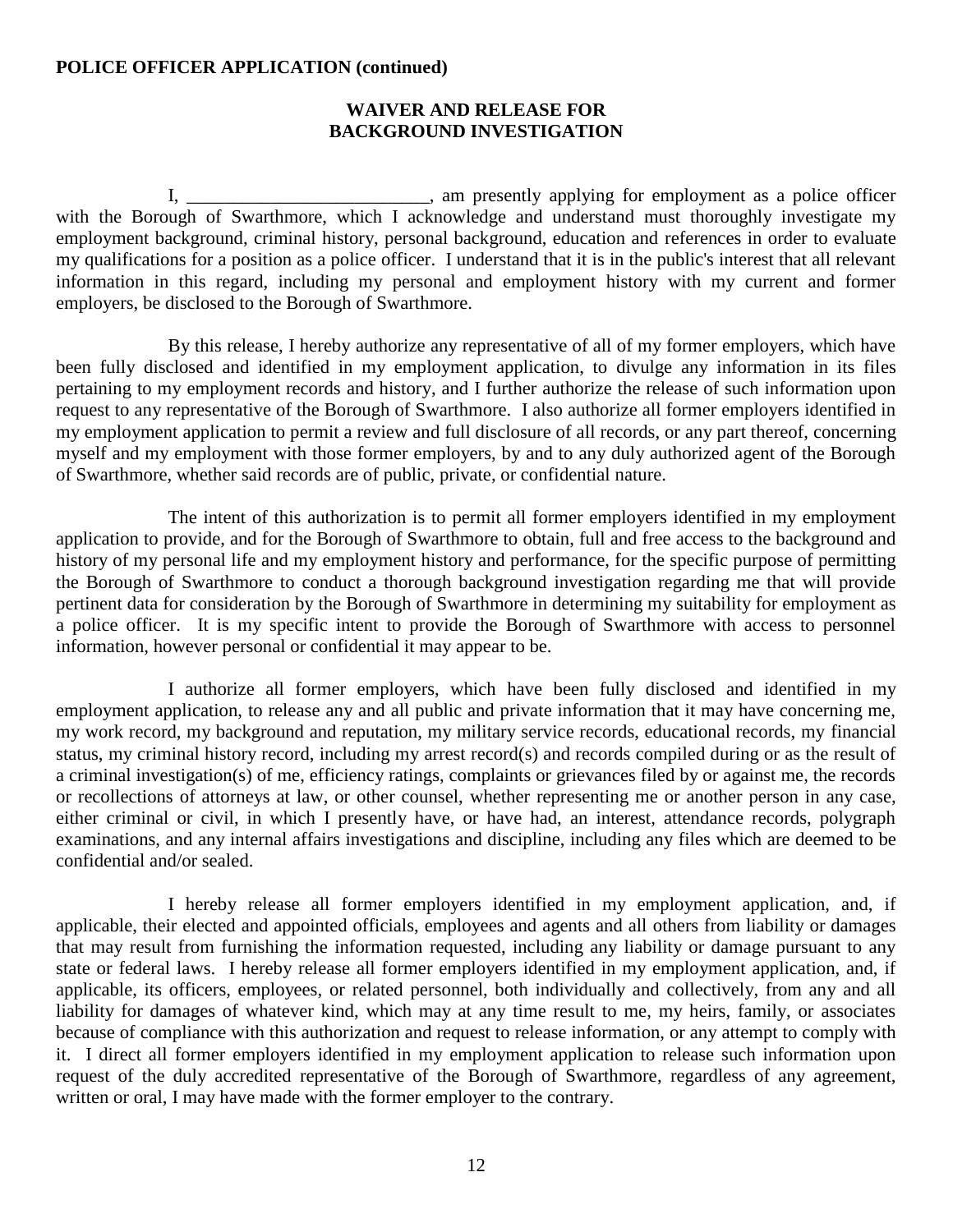**POLICE OFFICER APPLICATION (continued)**

## WAIVER AND RELEASE FOR BACKGROUND INVESTIGATION

I, __________________________, am presently applying for employment as a police officer with the Borough of Swarthmore, which I acknowledge and understand must thoroughly investigate my employment background, criminal history, personal background, education and references in order to evaluate my qualifications for a position as a police officer. I understand that it is in the public's interest that all relevant information in this regard, including my personal and employment history with my current and former employers, be disclosed to the Borough of Swarthmore.

By this release, I hereby authorize any representative of all of my former employers, which have been fully disclosed and identified in my employment application, to divulge any information in its files pertaining to my employment records and history, and I further authorize the release of such information upon request to any representative of the Borough of Swarthmore. I also authorize all former employers identified in my employment application to permit a review and full disclosure of all records, or any part thereof, concerning myself and my employment with those former employers, by and to any duly authorized agent of the Borough of Swarthmore, whether said records are of public, private, or confidential nature.

The intent of this authorization is to permit all former employers identified in my employment application to provide, and for the Borough of Swarthmore to obtain, full and free access to the background and history of my personal life and my employment history and performance, for the specific purpose of permitting the Borough of Swarthmore to conduct a thorough background investigation regarding me that will provide pertinent data for consideration by the Borough of Swarthmore in determining my suitability for employment as a police officer. It is my specific intent to provide the Borough of Swarthmore with access to personnel information, however personal or confidential it may appear to be.

I authorize all former employers, which have been fully disclosed and identified in my employment application, to release any and all public and private information that it may have concerning me, my work record, my background and reputation, my military service records, educational records, my financial status, my criminal history record, including my arrest record(s) and records compiled during or as the result of a criminal investigation(s) of me, efficiency ratings, complaints or grievances filed by or against me, the records or recollections of attorneys at law, or other counsel, whether representing me or another person in any case, either criminal or civil, in which I presently have, or have had, an interest, attendance records, polygraph examinations, and any internal affairs investigations and discipline, including any files which are deemed to be confidential and/or sealed.

I hereby release all former employers identified in my employment application, and, if applicable, their elected and appointed officials, employees and agents and all others from liability or damages that may result from furnishing the information requested, including any liability or damage pursuant to any state or federal laws. I hereby release all former employers identified in my employment application, and, if applicable, its officers, employees, or related personnel, both individually and collectively, from any and all liability for damages of whatever kind, which may at any time result to me, my heirs, family, or associates because of compliance with this authorization and request to release information, or any attempt to comply with it. I direct all former employers identified in my employment application to release such information upon request of the duly accredited representative of the Borough of Swarthmore, regardless of any agreement, written or oral, I may have made with the former employer to the contrary.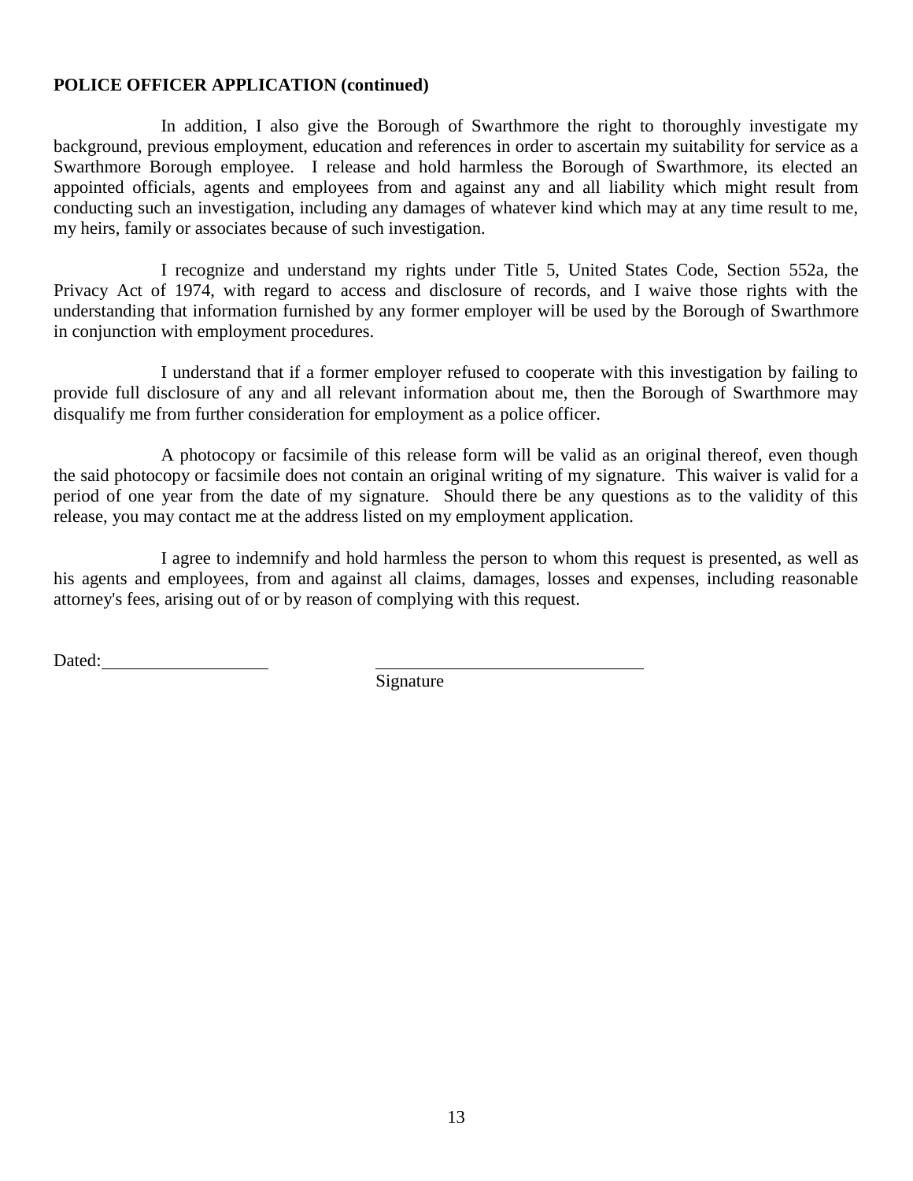**POLICE OFFICER APPLICATION (continued)**

In addition, I also give the Borough of Swarthmore the right to thoroughly investigate my background, previous employment, education and references in order to ascertain my suitability for service as a Swarthmore Borough employee. I release and hold harmless the Borough of Swarthmore, its elected an appointed officials, agents and employees from and against any and all liability which might result from conducting such an investigation, including any damages of whatever kind which may at any time result to me, my heirs, family or associates because of such investigation.

I recognize and understand my rights under Title 5, United States Code, Section 552a, the Privacy Act of 1974, with regard to access and disclosure of records, and I waive those rights with the understanding that information furnished by any former employer will be used by the Borough of Swarthmore in conjunction with employment procedures.

I understand that if a former employer refused to cooperate with this investigation by failing to provide full disclosure of any and all relevant information about me, then the Borough of Swarthmore may disqualify me from further consideration for employment as a police officer.

A photocopy or facsimile of this release form will be valid as an original thereof, even though the said photocopy or facsimile does not contain an original writing of my signature. This waiver is valid for a period of one year from the date of my signature. Should there be any questions as to the validity of this release, you may contact me at the address listed on my employment application.

I agree to indemnify and hold harmless the person to whom this request is presented, as well as his agents and employees, from and against all claims, damages, losses and expenses, including reasonable attorney's fees, arising out of or by reason of complying with this request.

Dated:____________________ ________________________________

Signature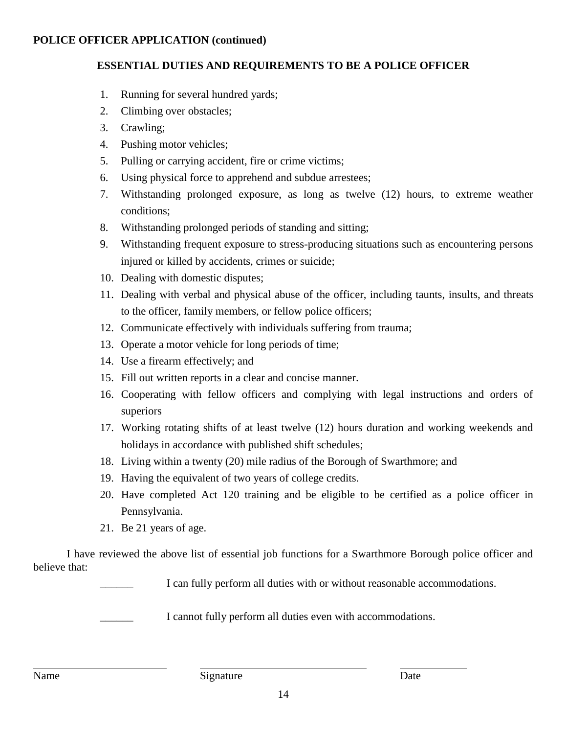**POLICE OFFICER APPLICATION (continued)**

## ESSENTIAL DUTIES AND REQUIREMENTS TO BE A POLICE OFFICER

1. Running for several hundred yards;
2. Climbing over obstacles;
3. Crawling;
4. Pushing motor vehicles;
5. Pulling or carrying accident, fire or crime victims;
6. Using physical force to apprehend and subdue arrestees;
7. Withstanding prolonged exposure, as long as twelve (12) hours, to extreme weather conditions;
8. Withstanding prolonged periods of standing and sitting;
9. Withstanding frequent exposure to stress-producing situations such as encountering persons injured or killed by accidents, crimes or suicide;
10. Dealing with domestic disputes;
11. Dealing with verbal and physical abuse of the officer, including taunts, insults, and threats to the officer, family members, or fellow police officers;
12. Communicate effectively with individuals suffering from trauma;
13. Operate a motor vehicle for long periods of time;
14. Use a firearm effectively; and
15. Fill out written reports in a clear and concise manner.
16. Cooperating with fellow officers and complying with legal instructions and orders of superiors
17. Working rotating shifts of at least twelve (12) hours duration and working weekends and holidays in accordance with published shift schedules;
18. Living within a twenty (20) mile radius of the Borough of Swarthmore; and
19. Having the equivalent of two years of college credits.
20. Have completed Act 120 training and be eligible to be certified as a police officer in Pennsylvania.
21. Be 21 years of age.

I have reviewed the above list of essential job functions for a Swarthmore Borough police officer and believe that:

______ I can fully perform all duties with or without reasonable accommodations.

______ I cannot fully perform all duties even with accommodations.

\_\_\_\_\_\_\_\_\_\_\_\_\_\_\_\_\_\_\_\_\_\_\_\_ \_\_\_\_\_\_\_\_\_\_\_\_\_\_\_\_\_\_\_\_\_\_\_\_\_\_\_\_\_\_ \_\_\_\_\_\_\_\_\_\_\_\_

Name Signature Date